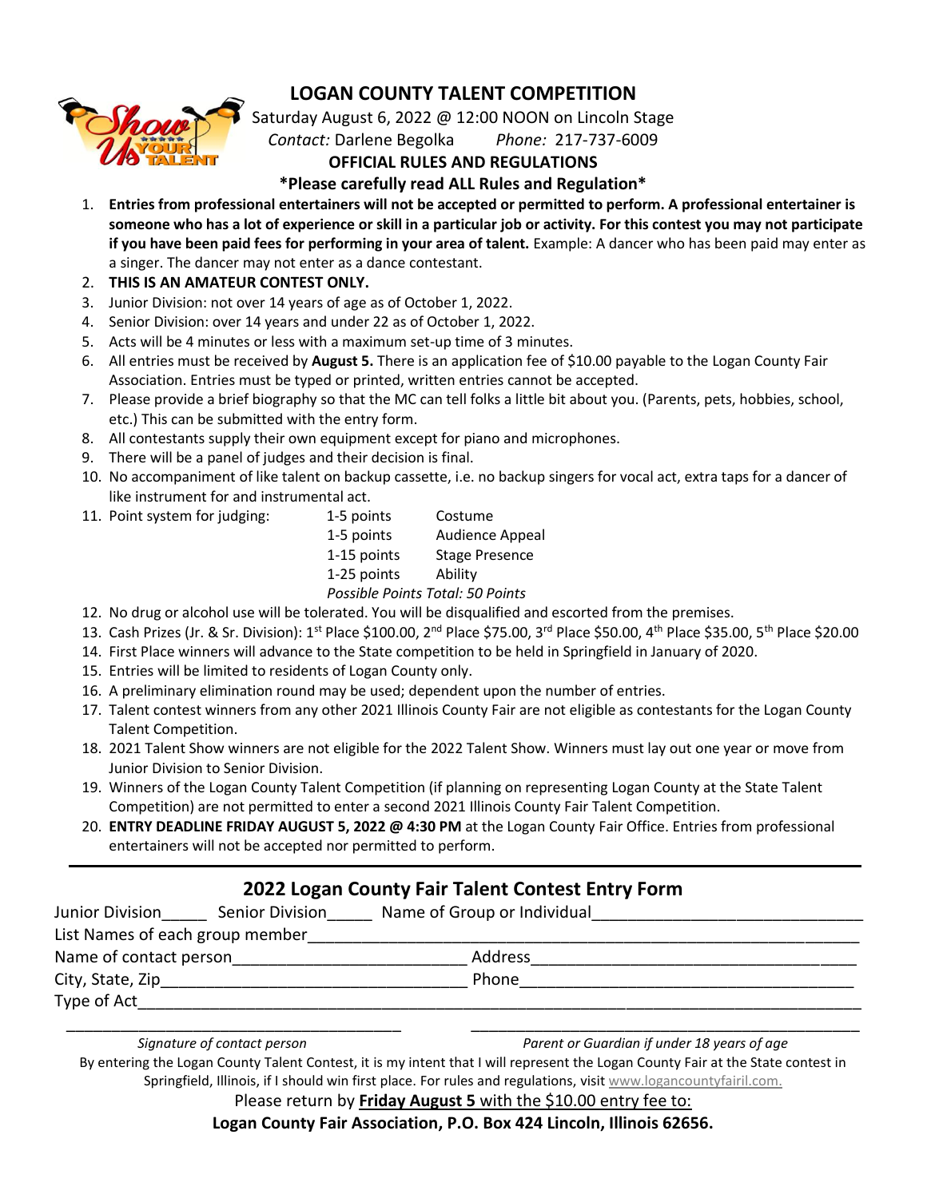# LOGAN COUNTY TALENT COMPETITION

Saturday August 6, 2022 @ 12:00 NOON on Lincoln Stage

*Contact:* Darlene Begolka *Phone:* 217-737-6009

**OFFICIAL RULES AND REGULATIONS**

**\*Please carefully read ALL Rules and Regulation\***

1. **Entries from professional entertainers will not be accepted or permitted to perform. A professional entertainer is someone who has a lot of experience or skill in a particular job or activity. For this contest you may not participate if you have been paid fees for performing in your area of talent.** Example: A dancer who has been paid may enter as a singer. The dancer may not enter as a dance contestant.
2. **THIS IS AN AMATEUR CONTEST ONLY.**
3. Junior Division: not over 14 years of age as of October 1, 2022.
4. Senior Division: over 14 years and under 22 as of October 1, 2022.
5. Acts will be 4 minutes or less with a maximum set-up time of 3 minutes.
6. All entries must be received by **August 5.** There is an application fee of $10.00 payable to the Logan County Fair Association. Entries must be typed or printed, written entries cannot be accepted.
7. Please provide a brief biography so that the MC can tell folks a little bit about you. (Parents, pets, hobbies, school, etc.) This can be submitted with the entry form.
8. All contestants supply their own equipment except for piano and microphones.
9. There will be a panel of judges and their decision is final.
10. No accompaniment of like talent on backup cassette, i.e. no backup singers for vocal act, extra taps for a dancer of like instrument for and instrumental act.
11. Point system for judging:

    | Points | Category |
    |---|---|
    | 1-5 points | Costume |
    | 1-5 points | Audience Appeal |
    | 1-15 points | Stage Presence |
    | 1-25 points | Ability |

    *Possible Points Total: 50 Points*
12. No drug or alcohol use will be tolerated. You will be disqualified and escorted from the premises.
13. Cash Prizes (Jr. & Sr. Division): 1st Place $100.00, 2nd Place $75.00, 3rd Place $50.00, 4th Place $35.00, 5th Place $20.00
14. First Place winners will advance to the State competition to be held in Springfield in January of 2020.
15. Entries will be limited to residents of Logan County only.
16. A preliminary elimination round may be used; dependent upon the number of entries.
17. Talent contest winners from any other 2021 Illinois County Fair are not eligible as contestants for the Logan County Talent Competition.
18. 2021 Talent Show winners are not eligible for the 2022 Talent Show. Winners must lay out one year or move from Junior Division to Senior Division.
19. Winners of the Logan County Talent Competition (if planning on representing Logan County at the State Talent Competition) are not permitted to enter a second 2021 Illinois County Fair Talent Competition.
20. **ENTRY DEADLINE FRIDAY AUGUST 5, 2022 @ 4:30 PM** at the Logan County Fair Office. Entries from professional entertainers will not be accepted nor permitted to perform.

---

## 2022 Logan County Fair Talent Contest Entry Form

Junior Division_____ Senior Division_____ Name of Group or Individual______________________________

List Names of each group member________________________________________________________________

Name of contact person__________________________ Address____________________________________

City, State, Zip________________________________ Phone______________________________________

Type of Act________________________________________________________________________________

_____________________________________ _____________________________________

*Signature of contact person* *Parent or Guardian if under 18 years of age*

By entering the Logan County Talent Contest, it is my intent that I will represent the Logan County Fair at the State contest in Springfield, Illinois, if I should win first place. For rules and regulations, visit www.logancountyfairil.com.

Please return by **Friday August 5** with the $10.00 entry fee to:

**Logan County Fair Association, P.O. Box 424 Lincoln, Illinois 62656.**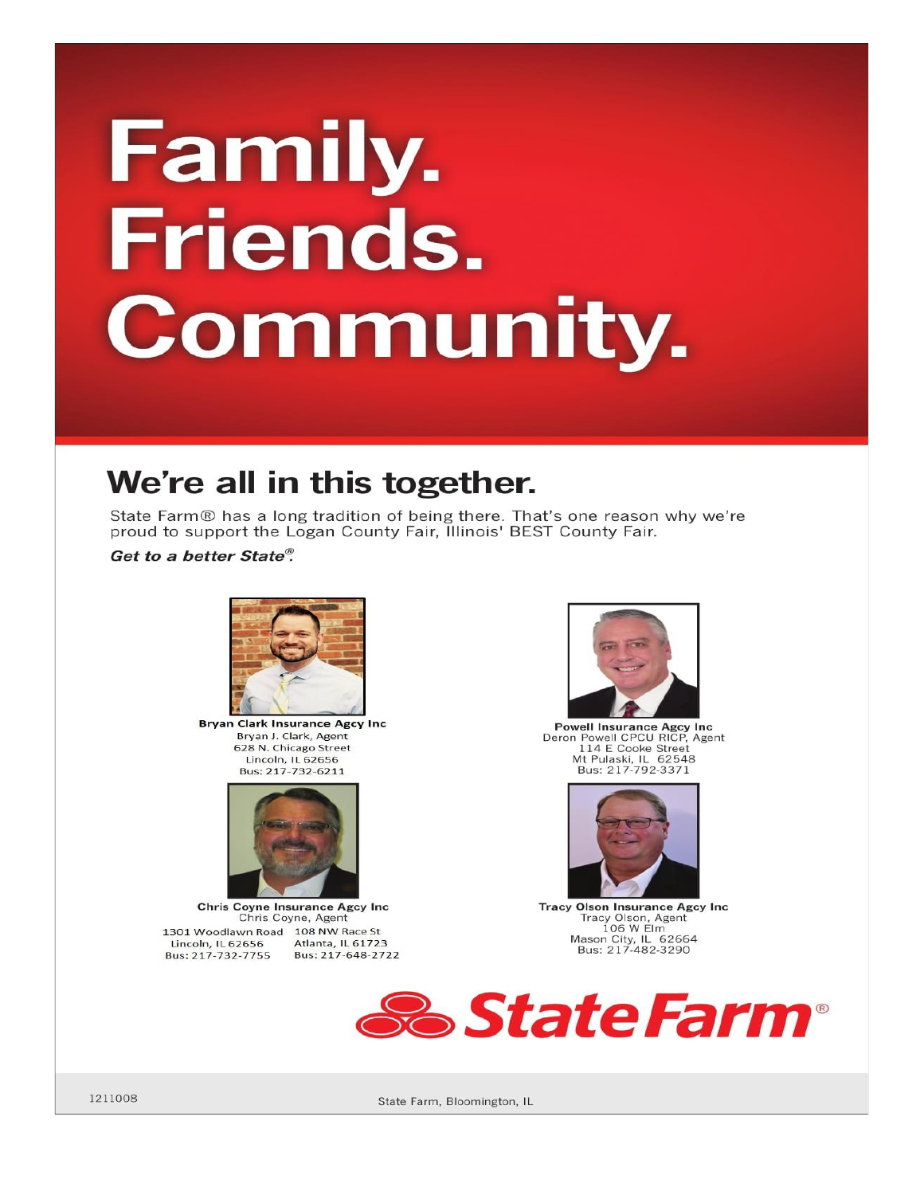# Family. Friends. Community.

## We're all in this together.

State Farm® has a long tradition of being there. That's one reason why we're proud to support the Logan County Fair, Illinois' BEST County Fair.

***Get to a better State®.***

**Bryan Clark Insurance Agcy Inc**
Bryan J. Clark, Agent
628 N. Chicago Street
Lincoln, IL 62656
Bus: 217-732-6211

**Powell Insurance Agcy Inc**
Deron Powell CPCU RICP, Agent
114 E Cooke Street
Mt Pulaski, IL 62548
Bus: 217-792-3371

**Chris Coyne Insurance Agcy Inc**
Chris Coyne, Agent
1301 Woodlawn Road
Lincoln, IL 62656
Bus: 217-732-7755

108 NW Race St
Atlanta, IL 61723
Bus: 217-648-2722

**Tracy Olson Insurance Agcy Inc**
Tracy Olson, Agent
106 W Elm
Mason City, IL 62664
Bus: 217-482-3290

State Farm®

1211008

State Farm, Bloomington, IL